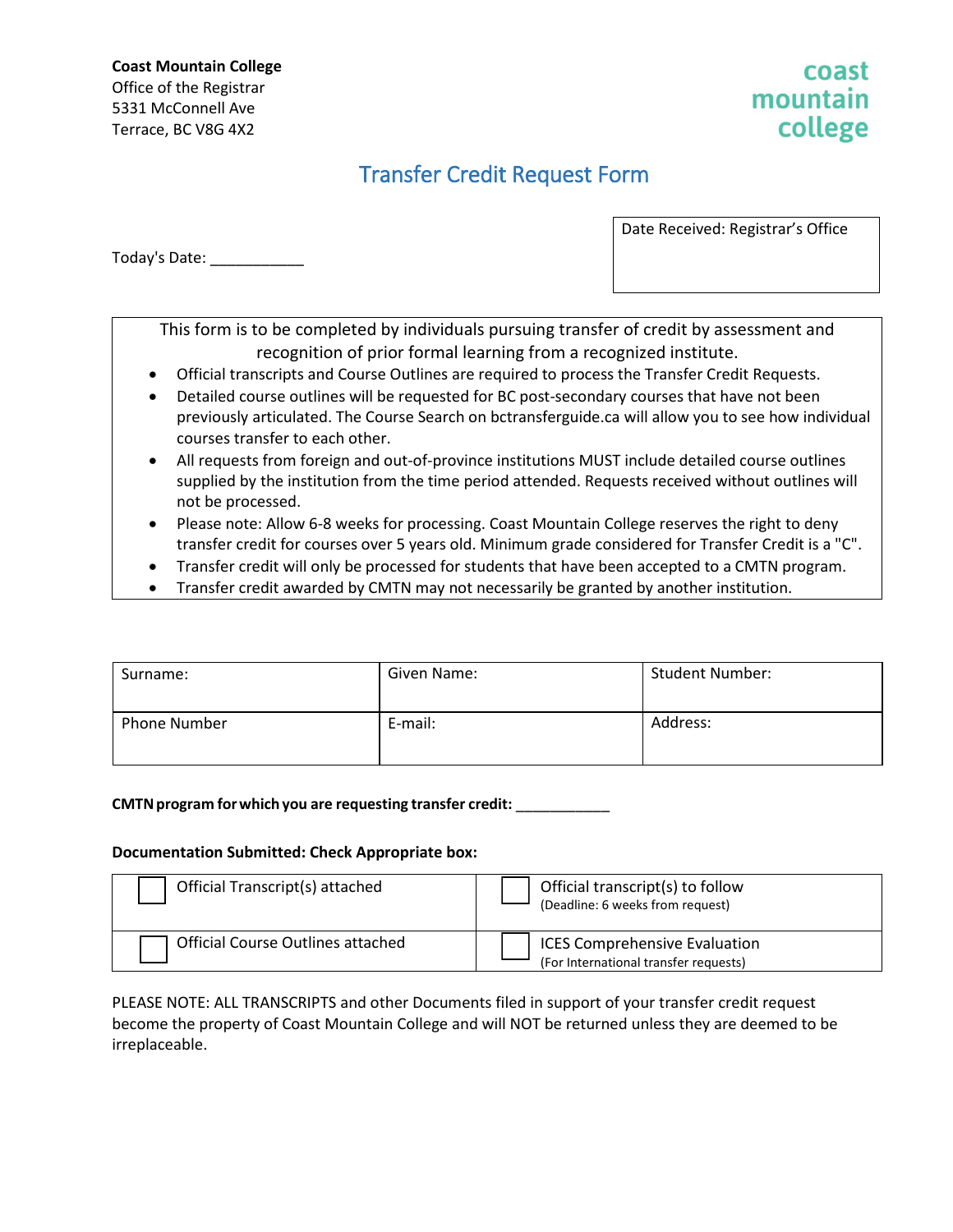**Coast Mountain College**
Office of the Registrar
5331 McConnell Ave
Terrace, BC V8G 4X2

coast
mountain
college

# Transfer Credit Request Form

Today's Date: ___________

| Date Received: Registrar's Office |
|---|
| |

This form is to be completed by individuals pursuing transfer of credit by assessment and recognition of prior formal learning from a recognized institute.

- Official transcripts and Course Outlines are required to process the Transfer Credit Requests.
- Detailed course outlines will be requested for BC post-secondary courses that have not been previously articulated. The Course Search on bctransferguide.ca will allow you to see how individual courses transfer to each other.
- All requests from foreign and out-of-province institutions MUST include detailed course outlines supplied by the institution from the time period attended. Requests received without outlines will not be processed.
- Please note: Allow 6-8 weeks for processing. Coast Mountain College reserves the right to deny transfer credit for courses over 5 years old. Minimum grade considered for Transfer Credit is a "C".
- Transfer credit will only be processed for students that have been accepted to a CMTN program.
- Transfer credit awarded by CMTN may not necessarily be granted by another institution.

| Surname: | Given Name: | Student Number: |
|---|---|---|
| Phone Number | E-mail: | Address: |

**CMTN program for which you are requesting transfer credit:** ___________

**Documentation Submitted: Check Appropriate box:**

| | |
|---|---|
| ☐ Official Transcript(s) attached | ☐ Official transcript(s) to follow (Deadline: 6 weeks from request) |
| ☐ Official Course Outlines attached | ☐ ICES Comprehensive Evaluation (For International transfer requests) |

PLEASE NOTE: ALL TRANSCRIPTS and other Documents filed in support of your transfer credit request become the property of Coast Mountain College and will NOT be returned unless they are deemed to be irreplaceable.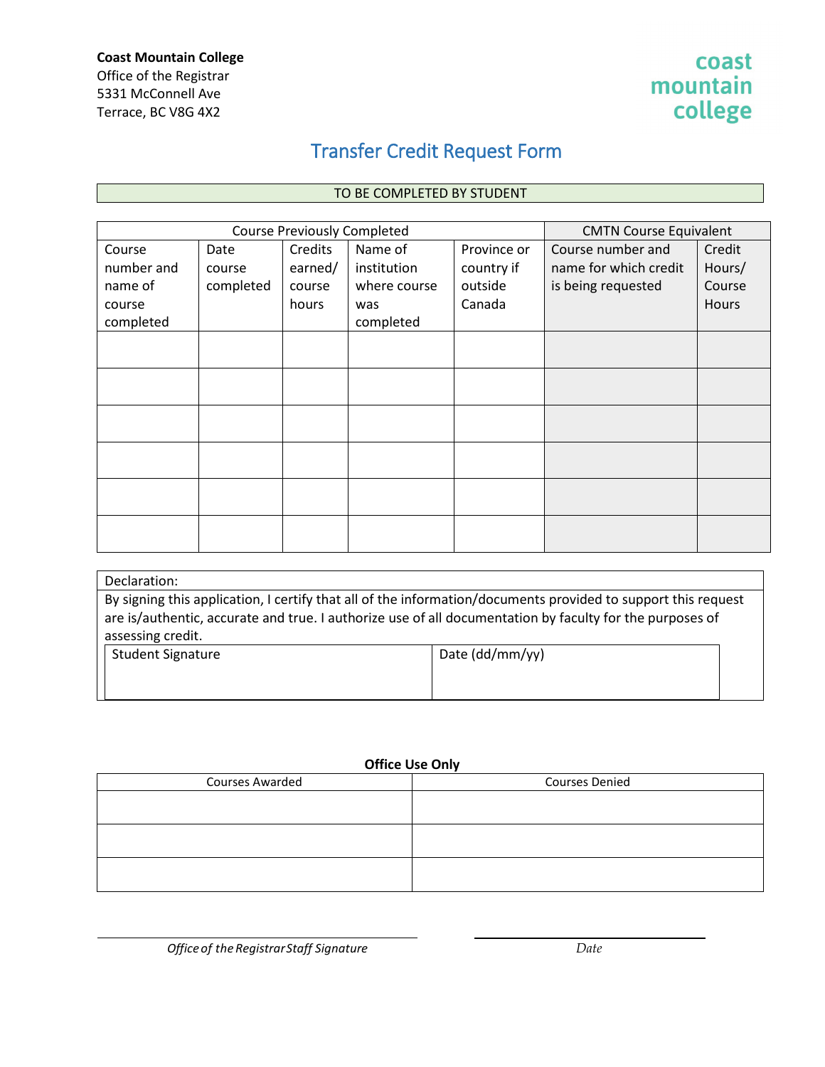**Coast Mountain College**
Office of the Registrar
5331 McConnell Ave
Terrace, BC V8G 4X2

coast mountain college

# Transfer Credit Request Form

TO BE COMPLETED BY STUDENT

| Course Previously Completed | | | | | CMTN Course Equivalent | |
|---|---|---|---|---|---|---|
| Course number and name of course completed | Date course completed | Credits earned/ course hours | Name of institution where course was completed | Province or country if outside Canada | Course number and name for which credit is being requested | Credit Hours/ Course Hours |
| | | | | | | |
| | | | | | | |
| | | | | | | |
| | | | | | | |
| | | | | | | |
| | | | | | | |

Declaration:

By signing this application, I certify that all of the information/documents provided to support this request are is/authentic, accurate and true. I authorize use of all documentation by faculty for the purposes of assessing credit.

| Student Signature | Date (dd/mm/yy) |
|---|---|
| | |

**Office Use Only**

| Courses Awarded | Courses Denied |
|---|---|
| | |
| | |
| | |

*Office of the Registrar Staff Signature*

*Date*